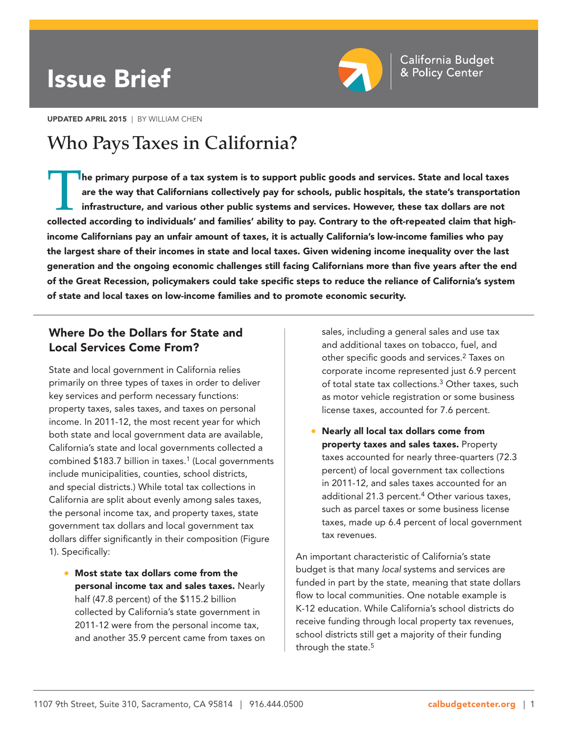Issue Brief

California Budget & Policy Center

**UPDATED APRIL 2015** | BY WILLIAM CHEN

# Who Pays Taxes in California?

**The primary purpose of a tax system is to support public goods and services. State and local taxes are the way that Californians collectively pay for schools, public hospitals, the state's transportation infrastructure, and various other public systems and services. However, these tax dollars are not collected according to individuals' and families' ability to pay. Contrary to the oft-repeated claim that high-income Californians pay an unfair amount of taxes, it is actually California's low-income families who pay the largest share of their incomes in state and local taxes. Given widening income inequality over the last generation and the ongoing economic challenges still facing Californians more than five years after the end of the Great Recession, policymakers could take specific steps to reduce the reliance of California's system of state and local taxes on low-income families and to promote economic security.**

## Where Do the Dollars for State and Local Services Come From?

State and local government in California relies primarily on three types of taxes in order to deliver key services and perform necessary functions: property taxes, sales taxes, and taxes on personal income. In 2011-12, the most recent year for which both state and local government data are available, California's state and local governments collected a combined $183.7 billion in taxes.[1] (Local governments include municipalities, counties, school districts, and special districts.) While total tax collections in California are split about evenly among sales taxes, the personal income tax, and property taxes, state government tax dollars and local government tax dollars differ significantly in their composition (Figure 1). Specifically:

- **Most state tax dollars come from the personal income tax and sales taxes.** Nearly half (47.8 percent) of the $115.2 billion collected by California's state government in 2011-12 were from the personal income tax, and another 35.9 percent came from taxes on sales, including a general sales and use tax and additional taxes on tobacco, fuel, and other specific goods and services.[2] Taxes on corporate income represented just 6.9 percent of total state tax collections.[3] Other taxes, such as motor vehicle registration or some business license taxes, accounted for 7.6 percent.
- **Nearly all local tax dollars come from property taxes and sales taxes.** Property taxes accounted for nearly three-quarters (72.3 percent) of local government tax collections in 2011-12, and sales taxes accounted for an additional 21.3 percent.[4] Other various taxes, such as parcel taxes or some business license taxes, made up 6.4 percent of local government tax revenues.

An important characteristic of California's state budget is that many *local* systems and services are funded in part by the state, meaning that state dollars flow to local communities. One notable example is K-12 education. While California's school districts do receive funding through local property tax revenues, school districts still get a majority of their funding through the state.[5]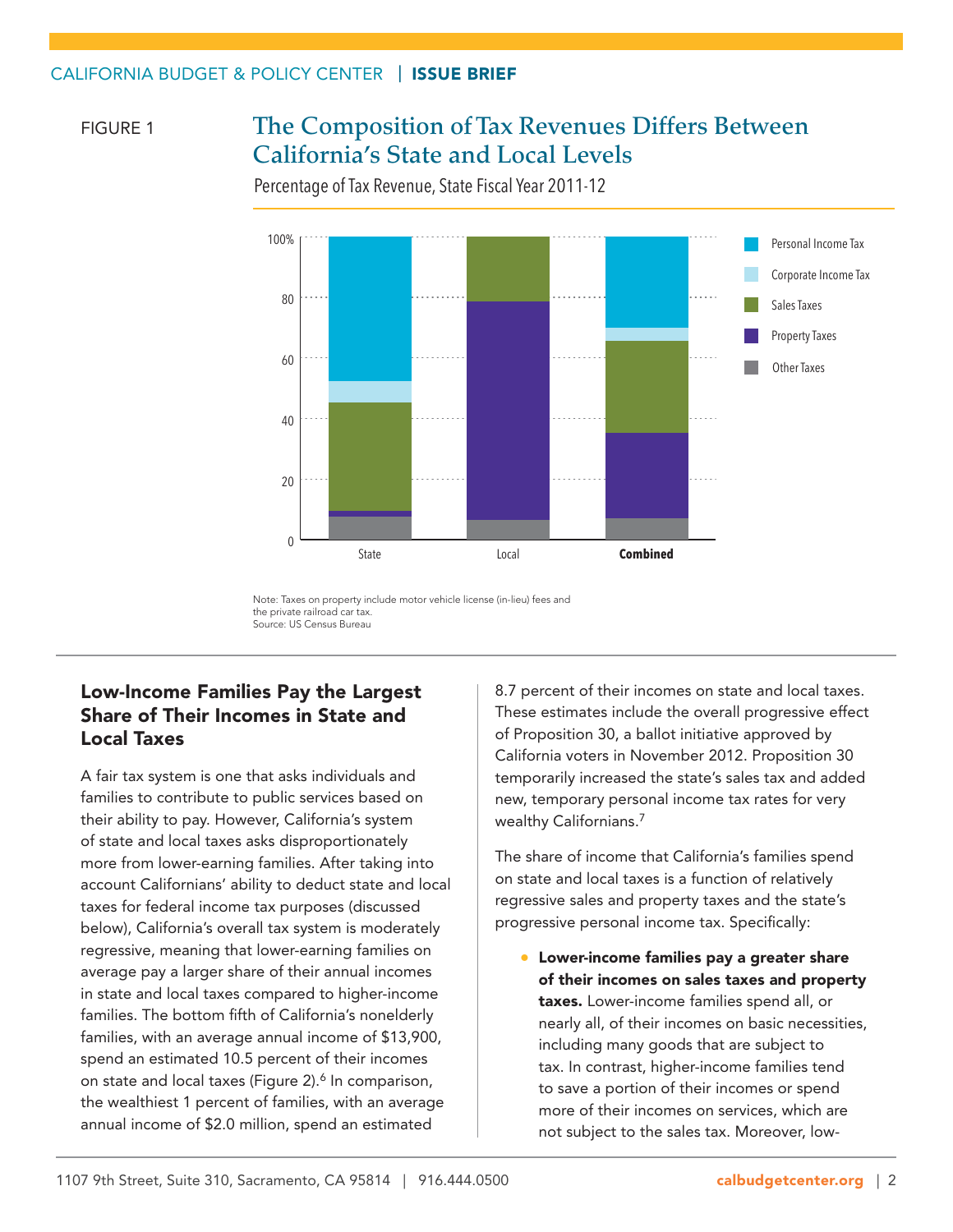FIGURE 1

## The Composition of Tax Revenues Differs Between California's State and Local Levels

Percentage of Tax Revenue, State Fiscal Year 2011-12

Note: Taxes on property include motor vehicle license (in-lieu) fees and the private railroad car tax.
Source: US Census Bureau

### Low-Income Families Pay the Largest Share of Their Incomes in State and Local Taxes

A fair tax system is one that asks individuals and families to contribute to public services based on their ability to pay. However, California's system of state and local taxes asks disproportionately more from lower-earning families. After taking into account Californians' ability to deduct state and local taxes for federal income tax purposes (discussed below), California's overall tax system is moderately regressive, meaning that lower-earning families on average pay a larger share of their annual incomes in state and local taxes compared to higher-income families. The bottom fifth of California's nonelderly families, with an average annual income of $13,900, spend an estimated 10.5 percent of their incomes on state and local taxes (Figure 2).[6] In comparison, the wealthiest 1 percent of families, with an average annual income of $2.0 million, spend an estimated 8.7 percent of their incomes on state and local taxes. These estimates include the overall progressive effect of Proposition 30, a ballot initiative approved by California voters in November 2012. Proposition 30 temporarily increased the state's sales tax and added new, temporary personal income tax rates for very wealthy Californians.[7]

The share of income that California's families spend on state and local taxes is a function of relatively regressive sales and property taxes and the state's progressive personal income tax. Specifically:

- **Lower-income families pay a greater share of their incomes on sales taxes and property taxes.** Lower-income families spend all, or nearly all, of their incomes on basic necessities, including many goods that are subject to tax. In contrast, higher-income families tend to save a portion of their incomes or spend more of their incomes on services, which are not subject to the sales tax. Moreover, low-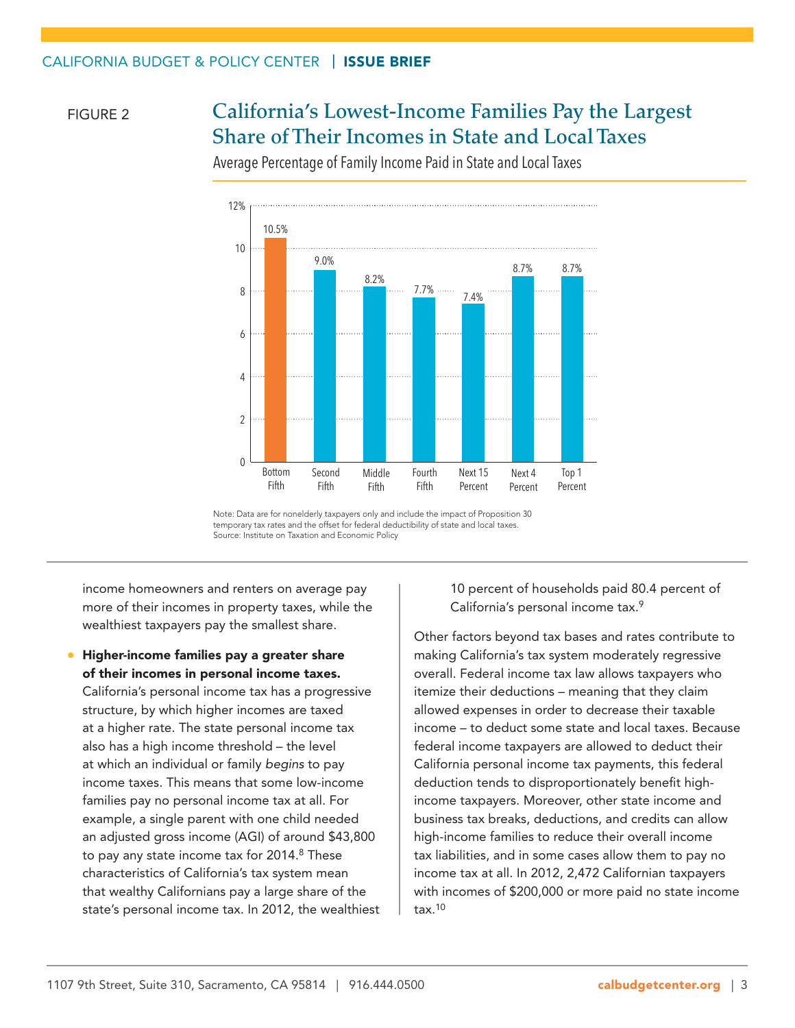FIGURE 2

## California's Lowest-Income Families Pay the Largest Share of Their Incomes in State and Local Taxes

Average Percentage of Family Income Paid in State and Local Taxes

| Income Group | Percentage |
|---|---|
| Bottom Fifth | 10.5% |
| Second Fifth | 9.0% |
| Middle Fifth | 8.2% |
| Fourth Fifth | 7.7% |
| Next 15 Percent | 7.4% |
| Next 4 Percent | 8.7% |
| Top 1 Percent | 8.7% |

Note: Data are for nonelderly taxpayers only and include the impact of Proposition 30 temporary tax rates and the offset for federal deductibility of state and local taxes.
Source: Institute on Taxation and Economic Policy

income homeowners and renters on average pay more of their incomes in property taxes, while the wealthiest taxpayers pay the smallest share.

- **Higher-income families pay a greater share of their incomes in personal income taxes.** California's personal income tax has a progressive structure, by which higher incomes are taxed at a higher rate. The state personal income tax also has a high income threshold – the level at which an individual or family *begins* to pay income taxes. This means that some low-income families pay no personal income tax at all. For example, a single parent with one child needed an adjusted gross income (AGI) of around $43,800 to pay any state income tax for 2014.[8] These characteristics of California's tax system mean that wealthy Californians pay a large share of the state's personal income tax. In 2012, the wealthiest 10 percent of households paid 80.4 percent of California's personal income tax.[9]

Other factors beyond tax bases and rates contribute to making California's tax system moderately regressive overall. Federal income tax law allows taxpayers who itemize their deductions – meaning that they claim allowed expenses in order to decrease their taxable income – to deduct some state and local taxes. Because federal income taxpayers are allowed to deduct their California personal income tax payments, this federal deduction tends to disproportionately benefit high-income taxpayers. Moreover, other state income and business tax breaks, deductions, and credits can allow high-income families to reduce their overall income tax liabilities, and in some cases allow them to pay no income tax at all. In 2012, 2,472 Californian taxpayers with incomes of $200,000 or more paid no state income tax.[10]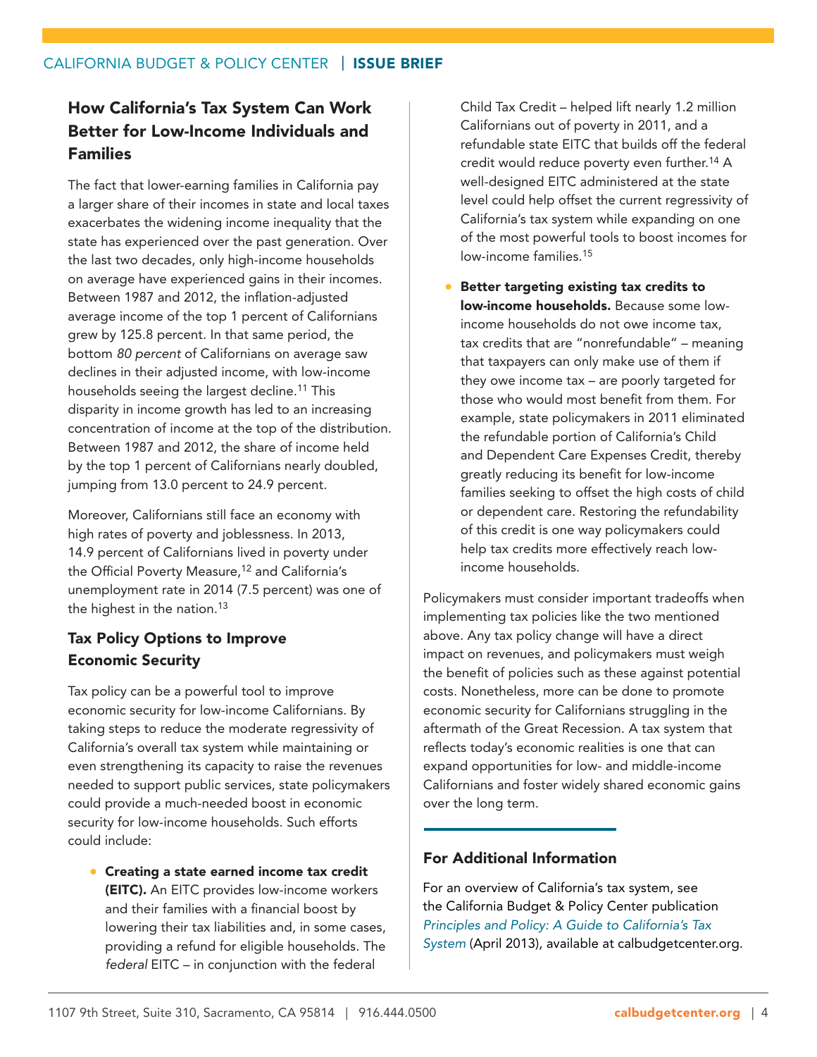## How California's Tax System Can Work Better for Low-Income Individuals and Families

The fact that lower-earning families in California pay a larger share of their incomes in state and local taxes exacerbates the widening income inequality that the state has experienced over the past generation. Over the last two decades, only high-income households on average have experienced gains in their incomes. Between 1987 and 2012, the inflation-adjusted average income of the top 1 percent of Californians grew by 125.8 percent. In that same period, the bottom *80 percent* of Californians on average saw declines in their adjusted income, with low-income households seeing the largest decline.[11] This disparity in income growth has led to an increasing concentration of income at the top of the distribution. Between 1987 and 2012, the share of income held by the top 1 percent of Californians nearly doubled, jumping from 13.0 percent to 24.9 percent.

Moreover, Californians still face an economy with high rates of poverty and joblessness. In 2013, 14.9 percent of Californians lived in poverty under the Official Poverty Measure,[12] and California's unemployment rate in 2014 (7.5 percent) was one of the highest in the nation.[13]

### Tax Policy Options to Improve Economic Security

Tax policy can be a powerful tool to improve economic security for low-income Californians. By taking steps to reduce the moderate regressivity of California's overall tax system while maintaining or even strengthening its capacity to raise the revenues needed to support public services, state policymakers could provide a much-needed boost in economic security for low-income households. Such efforts could include:

- **Creating a state earned income tax credit (EITC).** An EITC provides low-income workers and their families with a financial boost by lowering their tax liabilities and, in some cases, providing a refund for eligible households. The *federal* EITC – in conjunction with the federal Child Tax Credit – helped lift nearly 1.2 million Californians out of poverty in 2011, and a refundable state EITC that builds off the federal credit would reduce poverty even further.[14] A well-designed EITC administered at the state level could help offset the current regressivity of California's tax system while expanding on one of the most powerful tools to boost incomes for low-income families.[15]
- **Better targeting existing tax credits to low-income households.** Because some low-income households do not owe income tax, tax credits that are "nonrefundable" – meaning that taxpayers can only make use of them if they owe income tax – are poorly targeted for those who would most benefit from them. For example, state policymakers in 2011 eliminated the refundable portion of California's Child and Dependent Care Expenses Credit, thereby greatly reducing its benefit for low-income families seeking to offset the high costs of child or dependent care. Restoring the refundability of this credit is one way policymakers could help tax credits more effectively reach low-income households.

Policymakers must consider important tradeoffs when implementing tax policies like the two mentioned above. Any tax policy change will have a direct impact on revenues, and policymakers must weigh the benefit of policies such as these against potential costs. Nonetheless, more can be done to promote economic security for Californians struggling in the aftermath of the Great Recession. A tax system that reflects today's economic realities is one that can expand opportunities for low- and middle-income Californians and foster widely shared economic gains over the long term.

### For Additional Information

For an overview of California's tax system, see the California Budget & Policy Center publication *Principles and Policy: A Guide to California's Tax System* (April 2013), available at calbudgetcenter.org.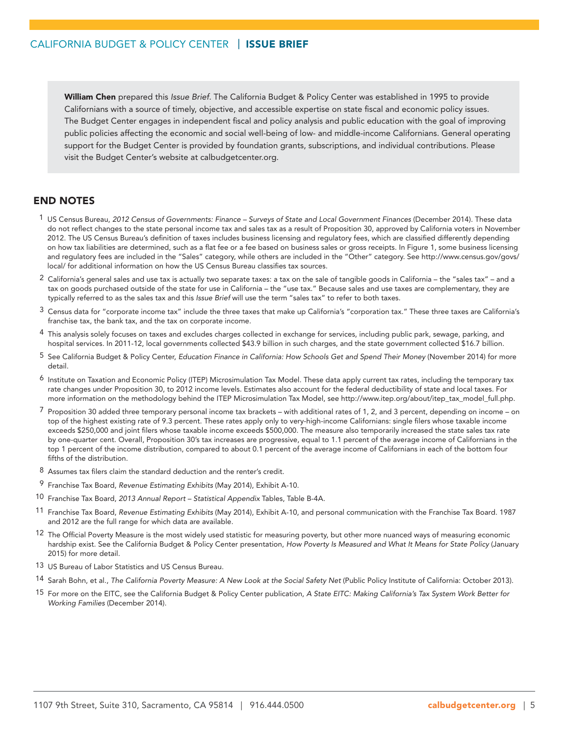**William Chen** prepared this *Issue Brief*. The California Budget & Policy Center was established in 1995 to provide Californians with a source of timely, objective, and accessible expertise on state fiscal and economic policy issues. The Budget Center engages in independent fiscal and policy analysis and public education with the goal of improving public policies affecting the economic and social well-being of low- and middle-income Californians. General operating support for the Budget Center is provided by foundation grants, subscriptions, and individual contributions. Please visit the Budget Center's website at calbudgetcenter.org.

## END NOTES

1. US Census Bureau, *2012 Census of Governments: Finance – Surveys of State and Local Government Finances* (December 2014). These data do not reflect changes to the state personal income tax and sales tax as a result of Proposition 30, approved by California voters in November 2012. The US Census Bureau's definition of taxes includes business licensing and regulatory fees, which are classified differently depending on how tax liabilities are determined, such as a flat fee or a fee based on business sales or gross receipts. In Figure 1, some business licensing and regulatory fees are included in the "Sales" category, while others are included in the "Other" category. See http://www.census.gov/govs/local/ for additional information on how the US Census Bureau classifies tax sources.
2. California's general sales and use tax is actually two separate taxes: a tax on the sale of tangible goods in California – the "sales tax" – and a tax on goods purchased outside of the state for use in California – the "use tax." Because sales and use taxes are complementary, they are typically referred to as the sales tax and this *Issue Brief* will use the term "sales tax" to refer to both taxes.
3. Census data for "corporate income tax" include the three taxes that make up California's "corporation tax." These three taxes are California's franchise tax, the bank tax, and the tax on corporate income.
4. This analysis solely focuses on taxes and excludes charges collected in exchange for services, including public park, sewage, parking, and hospital services. In 2011-12, local governments collected $43.9 billion in such charges, and the state government collected $16.7 billion.
5. See California Budget & Policy Center, *Education Finance in California: How Schools Get and Spend Their Money* (November 2014) for more detail.
6. Institute on Taxation and Economic Policy (ITEP) Microsimulation Tax Model. These data apply current tax rates, including the temporary tax rate changes under Proposition 30, to 2012 income levels. Estimates also account for the federal deductibility of state and local taxes. For more information on the methodology behind the ITEP Microsimulation Tax Model, see http://www.itep.org/about/itep_tax_model_full.php.
7. Proposition 30 added three temporary personal income tax brackets – with additional rates of 1, 2, and 3 percent, depending on income – on top of the highest existing rate of 9.3 percent. These rates apply only to very-high-income Californians: single filers whose taxable income exceeds $250,000 and joint filers whose taxable income exceeds $500,000. The measure also temporarily increased the state sales tax rate by one-quarter cent. Overall, Proposition 30's tax increases are progressive, equal to 1.1 percent of the average income of Californians in the top 1 percent of the income distribution, compared to about 0.1 percent of the average income of Californians in each of the bottom four fifths of the distribution.
8. Assumes tax filers claim the standard deduction and the renter's credit.
9. Franchise Tax Board, *Revenue Estimating Exhibits* (May 2014), Exhibit A-10.
10. Franchise Tax Board, *2013 Annual Report – Statistical Appendix* Tables, Table B-4A.
11. Franchise Tax Board, *Revenue Estimating Exhibits* (May 2014), Exhibit A-10, and personal communication with the Franchise Tax Board. 1987 and 2012 are the full range for which data are available.
12. The Official Poverty Measure is the most widely used statistic for measuring poverty, but other more nuanced ways of measuring economic hardship exist. See the California Budget & Policy Center presentation, *How Poverty Is Measured and What It Means for State Policy* (January 2015) for more detail.
13. US Bureau of Labor Statistics and US Census Bureau.
14. Sarah Bohn, et al., *The California Poverty Measure: A New Look at the Social Safety Net* (Public Policy Institute of California: October 2013).
15. For more on the EITC, see the California Budget & Policy Center publication, *A State EITC: Making California's Tax System Work Better for Working Families* (December 2014).